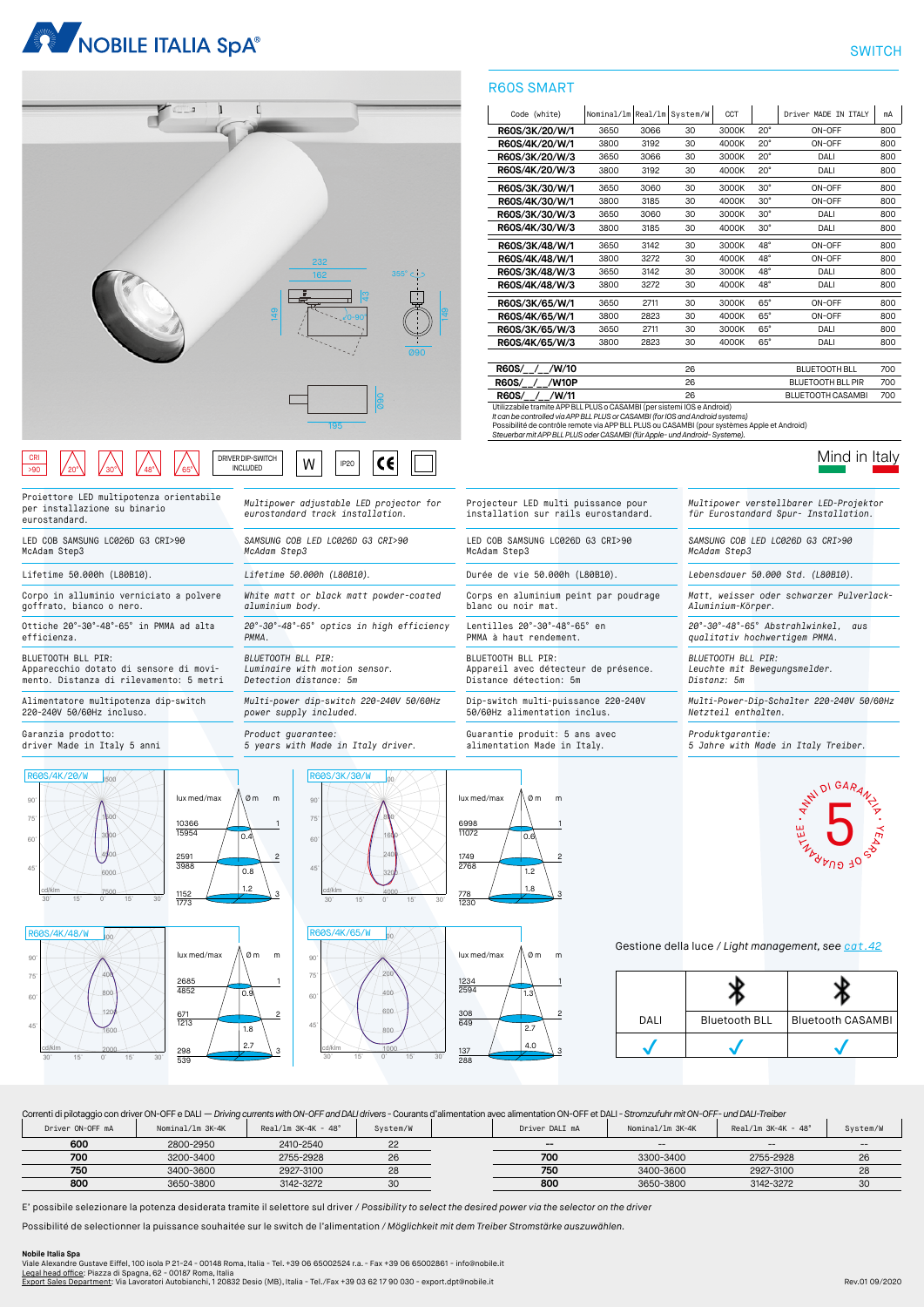# NOBILE ITALIA SpA

SWITCH

## R60S SMART

| Code (white) | Nominal/lm | Real/lm | System/W | CCT | | Driver MADE IN ITALY | mA |
|---|---|---|---|---|---|---|---|
| R60S/3K/20/W/1 | 3650 | 3066 | 30 | 3000K | 20° | ON-OFF | 800 |
| R60S/4K/20/W/1 | 3800 | 3192 | 30 | 4000K | 20° | ON-OFF | 800 |
| R60S/3K/20/W/3 | 3650 | 3066 | 30 | 3000K | 20° | DALI | 800 |
| R60S/4K/20/W/3 | 3800 | 3192 | 30 | 4000K | 20° | DALI | 800 |
| R60S/3K/30/W/1 | 3650 | 3060 | 30 | 3000K | 30° | ON-OFF | 800 |
| R60S/4K/30/W/1 | 3800 | 3185 | 30 | 4000K | 30° | ON-OFF | 800 |
| R60S/3K/30/W/3 | 3650 | 3060 | 30 | 3000K | 30° | DALI | 800 |
| R60S/4K/30/W/3 | 3800 | 3185 | 30 | 4000K | 30° | DALI | 800 |
| R60S/3K/48/W/1 | 3650 | 3142 | 30 | 3000K | 48° | ON-OFF | 800 |
| R60S/4K/48/W/1 | 3800 | 3272 | 30 | 4000K | 48° | ON-OFF | 800 |
| R60S/3K/48/W/3 | 3650 | 3142 | 30 | 3000K | 48° | DALI | 800 |
| R60S/4K/48/W/3 | 3800 | 3272 | 30 | 4000K | 48° | DALI | 800 |
| R60S/3K/65/W/1 | 3650 | 2711 | 30 | 3000K | 65° | ON-OFF | 800 |
| R60S/4K/65/W/1 | 3800 | 2823 | 30 | 4000K | 65° | ON-OFF | 800 |
| R60S/3K/65/W/3 | 3650 | 2711 | 30 | 3000K | 65° | DALI | 800 |
| R60S/4K/65/W/3 | 3800 | 2823 | 30 | 4000K | 65° | DALI | 800 |
| R60S/__/__/W/10 | | | 26 | | | BLUETOOTH BLL | 700 |
| R60S/__/__/W10P | | | 26 | | | BLUETOOTH BLL PIR | 700 |
| R60S/__/__/W/11 | | | 26 | | | BLUETOOTH CASAMBI | 700 |

Utilizzabile tramite APP BLL PLUS o CASAMBI (per sistemi IOS e Android)
*It can be controlled via APP BLL PLUS or CASAMBI (for IOS and Android systems)*
Possibilité de contrôle remote via APP BLL PLUS ou CASAMBI (pour systèmes Apple et Android)
*Steuerbar mit APP BLL PLUS oder CASAMBI (für Apple- und Android- Systeme).*

CRI >90 | 20° | 30° | 48° | 65° | DRIVER DIP-SWITCH INCLUDED | W | IP20 | CE

Mind in Italy

| Italiano | English | Français | Deutsch |
|---|---|---|---|
| Proiettore LED multipotenza orientabile per installazione su binario eurostandard. | *Multipower adjustable LED projector for eurostandard track installation.* | Projecteur LED multi puissance pour installation sur rails eurostandard. | *Multipower verstellbarer LED-Projektor für Eurostandard Spur- Installation.* |
| LED COB SAMSUNG LC026D G3 CRI>90 McAdam Step3 | *SAMSUNG COB LED LC026D G3 CRI>90 McAdam Step3* | LED COB SAMSUNG LC026D G3 CRI>90 McAdam Step3 | *SAMSUNG COB LED LC026D G3 CRI>90 McAdam Step3* |
| Lifetime 50.000h (L80B10). | *Lifetime 50.000h (L80B10).* | Durée de vie 50.000h (L80B10). | *Lebensdauer 50.000 Std. (L80B10).* |
| Corpo in alluminio verniciato a polvere goffrato, bianco o nero. | *White matt or black matt powder-coated aluminium body.* | Corps en aluminium peint par poudrage blanc ou noir mat. | *Matt, weisser oder schwarzer Pulverlack-Aluminium-Körper.* |
| Ottiche 20°-30°-48°-65° in PMMA ad alta efficienza. | *20°-30°-48°-65° optics in high efficiency PMMA.* | Lentilles 20°-30°-48°-65° en PMMA à haut rendement. | *20°-30°-48°-65° Abstrahlwinkel, aus qualitativ hochwertigem PMMA.* |
| BLUETOOTH BLL PIR: Apparecchio dotato di sensore di movimento. Distanza di rilevamento: 5 metri | *BLUETOOTH BLL PIR: Luminaire with motion sensor. Detection distance: 5m* | BLUETOOTH BLL PIR: Appareil avec détecteur de présence. Distance détection: 5m | *BLUETOOTH BLL PIR: Leuchte mit Bewegungsmelder. Distanz: 5m* |
| Alimentatore multipotenza dip-switch 220-240V 50/60Hz incluso. | *Multi-power dip-switch 220-240V 50/60Hz power supply included.* | Dip-switch multi-puissance 220-240V 50/60Hz alimentation inclus. | *Multi-Power-Dip-Schalter 220-240V 50/60Hz Netzteil enthalten.* |
| Garanzia prodotto: driver Made in Italy 5 anni | *Product guarantee: 5 years with Made in Italy driver.* | Guarantie produit: 5 ans avec alimentation Made in Italy. | *Produktgarantie: 5 Jahre with Made in Italy Treiber.* |

**R60S/4K/20/W**

| lux med/max | Ø m | m |
|---|---|---|
| 10366 / 15954 | 0.4 | 1 |
| 2591 / 3988 | 0.8 | 2 |
| 1152 / 1773 | 1.2 | 3 |

**R60S/3K/30/W**

| lux med/max | Ø m | m |
|---|---|---|
| 6998 / 11072 | 0.6 | 1 |
| 1749 / 2768 | 1.2 | 2 |
| 778 / 1230 | 1.8 | 3 |

**R60S/4K/48/W**

| lux med/max | Ø m | m |
|---|---|---|
| 2685 / 4852 | 0.9 | 1 |
| 671 / 1213 | 1.8 | 2 |
| 298 / 539 | 2.7 | 3 |

**R60S/4K/65/W**

| lux med/max | Ø m | m |
|---|---|---|
| 1234 / 2594 | 1.3 | 1 |
| 308 / 649 | 2.7 | 2 |
| 137 / 288 | 4.0 | 3 |

5 ANNI DI GARANZIA · YEARS OF GUARANTEE

Gestione della luce / *Light management, see cat.42*

| DALI | Bluetooth BLL | Bluetooth CASAMBI |
|---|---|---|
| ✓ | ✓ | ✓ |

Correnti di pilotaggio con driver ON-OFF e DALI — *Driving currents with ON-OFF and DALI drivers* - Courants d'alimentation avec alimentation ON-OFF et DALI - *Stromzufuhr mit ON-OFF- und DALI-Treiber*

| Driver ON-OFF mA | Nominal/lm 3K-4K | Real/lm 3K-4K - 48° | System/W | Driver DALI mA | Nominal/lm 3K-4K | Real/lm 3K-4K - 48° | System/W |
|---|---|---|---|---|---|---|---|
| 600 | 2800-2950 | 2410-2540 | 22 | -- | -- | -- | -- |
| 700 | 3200-3400 | 2755-2928 | 26 | 700 | 3300-3400 | 2755-2928 | 26 |
| 750 | 3400-3600 | 2927-3100 | 28 | 750 | 3400-3600 | 2927-3100 | 28 |
| 800 | 3650-3800 | 3142-3272 | 30 | 800 | 3650-3800 | 3142-3272 | 30 |

E' possibile selezionare la potenza desiderata tramite il selettore sul driver / *Possibility to select the desired power via the selector on the driver*

Possibilité de selectionner la puissance souhaitée sur le switch de l'alimentation / *Möglichkeit mit dem Treiber Stromstärke auszuwählen.*

**Nobile Italia Spa**
Viale Alexandre Gustave Eiffel, 100 isola P 21-24 - 00148 Roma, Italia - Tel. +39 06 65002524 r.a. - Fax +39 06 65002861 - info@nobile.it
Legal head office: Piazza di Spagna, 62 - 00187 Roma, Italia
Export Sales Department: Via Lavoratori Autobianchi, 1 20832 Desio (MB), Italia - Tel./Fax +39 03 62 17 90 030 - export.dpt@nobile.it

Rev.01 09/2020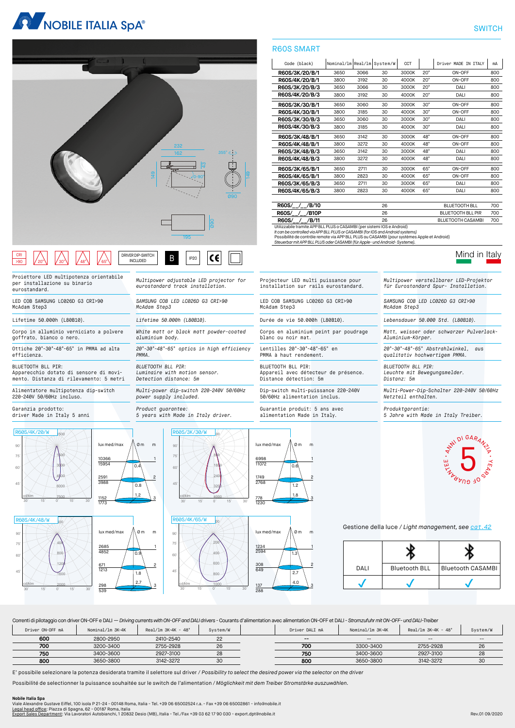# NOBILE ITALIA SpA®

## SWITCH

## R60S SMART

| Code (black) | Nominal/lm | Real/lm | System/W | CCT | | Driver MADE IN ITALY | mA |
|---|---|---|---|---|---|---|---|
| **R60S/3K/20/B/1** | 3650 | 3066 | 30 | 3000K | 20° | ON-OFF | 800 |
| **R60S/4K/20/B/1** | 3800 | 3192 | 30 | 4000K | 20° | ON-OFF | 800 |
| **R60S/3K/20/B/3** | 3650 | 3066 | 30 | 3000K | 20° | DALI | 800 |
| **R60S/4K/20/B/3** | 3800 | 3192 | 30 | 4000K | 20° | DALI | 800 |
| **R60S/3K/30/B/1** | 3650 | 3060 | 30 | 3000K | 30° | ON-OFF | 800 |
| **R60S/4K/30/B/1** | 3800 | 3185 | 30 | 4000K | 30° | ON-OFF | 800 |
| **R60S/3K/30/B/3** | 3650 | 3060 | 30 | 3000K | 30° | DALI | 800 |
| **R60S/4K/30/B/3** | 3800 | 3185 | 30 | 4000K | 30° | DALI | 800 |
| **R60S/3K/48/B/1** | 3650 | 3142 | 30 | 3000K | 48° | ON-OFF | 800 |
| **R60S/4K/48/B/1** | 3800 | 3272 | 30 | 4000K | 48° | ON-OFF | 800 |
| **R60S/3K/48/B/3** | 3650 | 3142 | 30 | 3000K | 48° | DALI | 800 |
| **R60S/4K/48/B/3** | 3800 | 3272 | 30 | 4000K | 48° | DALI | 800 |
| **R60S/3K/65/B/1** | 3650 | 2711 | 30 | 3000K | 65° | ON-OFF | 800 |
| **R60S/4K/65/B/1** | 3800 | 2823 | 30 | 4000K | 65° | ON-OFF | 800 |
| **R60S/3K/65/B/3** | 3650 | 2711 | 30 | 3000K | 65° | DALI | 800 |
| **R60S/4K/65/B/3** | 3800 | 2823 | 30 | 4000K | 65° | DALI | 800 |
| **R60S/__/__/B/10** | | | 26 | | | BLUETOOTH BLL | 700 |
| **R60S/__/__/B10P** | | | 26 | | | BLUETOOTH BLL PIR | 700 |
| **R60S/__/__/B/11** | | | 26 | | | BLUETOOTH CASAMBI | 700 |

Utilizzabile tramite APP BLL PLUS o CASAMBI (per sistemi IOS e Android)
*It can be controlled via APP BLL PLUS or CASAMBI (for IOS and Android systems)*
Possibilité de contrôle remote via APP BLL PLUS ou CASAMBI (pour systèmes Apple et Android)
*Steuerbar mit APP BLL PLUS oder CASAMBI (für Apple- und Android- Systeme).*

CRI >90 | 20° | 30° | 48° | 65° | DRIVER DIP-SWITCH INCLUDED | B | IP20 | CE

Mind in Italy

| Italiano | English | Français | Deutsch |
|---|---|---|---|
| Proiettore LED multipotenza orientabile per installazione su binario eurostandard. | *Multipower adjustable LED projector for eurostandard track installation.* | Projecteur LED multi puissance pour installation sur rails eurostandard. | *Multipower verstellbarer LED-Projektor für Eurostandard Spur- Installation.* |
| LED COB SAMSUNG LC026D G3 CRI>90 McAdam Step3 | *SAMSUNG COB LED LC026D G3 CRI>90 McAdam Step3* | LED COB SAMSUNG LC026D G3 CRI>90 McAdam Step3 | *SAMSUNG COB LED LC026D G3 CRI>90 McAdam Step3* |
| Lifetime 50.000h (L80B10). | *Lifetime 50.000h (L80B10).* | Durée de vie 50.000h (L80B10). | *Lebensdauer 50.000 Std. (L80B10).* |
| Corpo in alluminio verniciato a polvere goffrato, bianco o nero. | *White matt or black matt powder-coated aluminium body.* | Corps en aluminium peint par poudrage blanc ou noir mat. | *Matt, weisser oder schwarzer Pulverlack-Aluminium-Körper.* |
| Ottiche 20°-30°-48°-65° in PMMA ad alta efficienza. | *20°-30°-48°-65° optics in high efficiency PMMA.* | Lentilles 20°-30°-48°-65° en PMMA à haut rendement. | *20°-30°-48°-65° Abstrahlwinkel, aus qualitativ hochwertigem PMMA.* |
| BLUETOOTH BLL PIR: Apparecchio dotato di sensore di movimento. Distanza di rilevamento: 5 metri | *BLUETOOTH BLL PIR: Luminaire with motion sensor. Detection distance: 5m* | BLUETOOTH BLL PIR: Appareil avec détecteur de présence. Distance détection: 5m | *BLUETOOTH BLL PIR: Leuchte mit Bewegungsmelder. Distanz: 5m* |
| Alimentatore multipotenza dip-switch 220-240V 50/60Hz incluso. | *Multi-power dip-switch 220-240V 50/60Hz power supply included.* | Dip-switch multi-puissance 220-240V 50/60Hz alimentation inclus. | *Multi-Power-Dip-Schalter 220-240V 50/60Hz Netzteil enthalten.* |
| Garanzia prodotto: driver Made in Italy 5 anni | *Product guarantee: 5 years with Made in Italy driver.* | Guarantie produit: 5 ans avec alimentation Made in Italy. | *Produktgarantie: 5 Jahre with Made in Italy Treiber.* |

**R60S/4K/20/W**

| lux med/max | Ø m | m |
|---|---|---|
| 10366 / 15954 | 0.4 | 1 |
| 2591 / 3988 | 0.8 | 2 |
| 1152 / 1773 | 1.2 | 3 |

**R60S/3K/30/W**

| lux med/max | Ø m | m |
|---|---|---|
| 6998 / 11072 | 0.6 | 1 |
| 1749 / 2768 | 1.2 | 2 |
| 778 / 1230 | 1.8 | 3 |

**R60S/4K/48/W**

| lux med/max | Ø m | m |
|---|---|---|
| 2685 / 4852 | 0.9 | 1 |
| 671 / 1213 | 1.8 | 2 |
| 298 / 539 | 2.7 | 3 |

**R60S/4K/65/W**

| lux med/max | Ø m | m |
|---|---|---|
| 1234 / 2594 | 1.3 | 1 |
| 308 / 649 | 2.7 | 2 |
| 137 / 288 | 4.0 | 3 |

5 ANNI DI GARANZIA · YEARS OF GUARANTEE

Gestione della luce / *Light management, see cat.42*

| DALI | Bluetooth BLL | Bluetooth CASAMBI |
|---|---|---|
| ✓ | ✓ | ✓ |

Correnti di pilotaggio con driver ON-OFF e DALI — *Driving currents with ON-OFF and DALI drivers* - Courants d'alimentation avec alimentation ON-OFF et DALI - *Stromzufuhr mit ON-OFF- und DALI-Treiber*

| Driver ON-OFF mA | Nominal/lm 3K-4K | Real/lm 3K-4K - 48° | System/W | | Driver DALI mA | Nominal/lm 3K-4K | Real/lm 3K-4K - 48° | System/W |
|---|---|---|---|---|---|---|---|---|
| **600** | 2800-2950 | 2410-2540 | 22 | | -- | -- | -- | -- |
| **700** | 3200-3400 | 2755-2928 | 26 | | **700** | 3300-3400 | 2755-2928 | 26 |
| **750** | 3400-3600 | 2927-3100 | 28 | | **750** | 3400-3600 | 2927-3100 | 28 |
| **800** | 3650-3800 | 3142-3272 | 30 | | **800** | 3650-3800 | 3142-3272 | 30 |

E' possibile selezionare la potenza desiderata tramite il selettore sul driver / *Possibility to select the desired power via the selector on the driver*

Possibilité de selectionner la puissance souhaitée sur le switch de l'alimentation / *Möglichkeit mit dem Treiber Stromstärke auszuwählen.*

**Nobile Italia Spa**
Viale Alexandre Gustave Eiffel, 100 isola P 21-24 - 00148 Roma, Italia - Tel. +39 06 65002524 r.a. - Fax +39 06 65002861 - info@nobile.it
Legal head office: Piazza di Spagna, 62 - 00187 Roma, Italia
Export Sales Department: Via Lavoratori Autobianchi, 1 20832 Desio (MB), Italia - Tel./Fax +39 03 62 17 90 030 - export.dpt@nobile.it

Rev.01 09/2020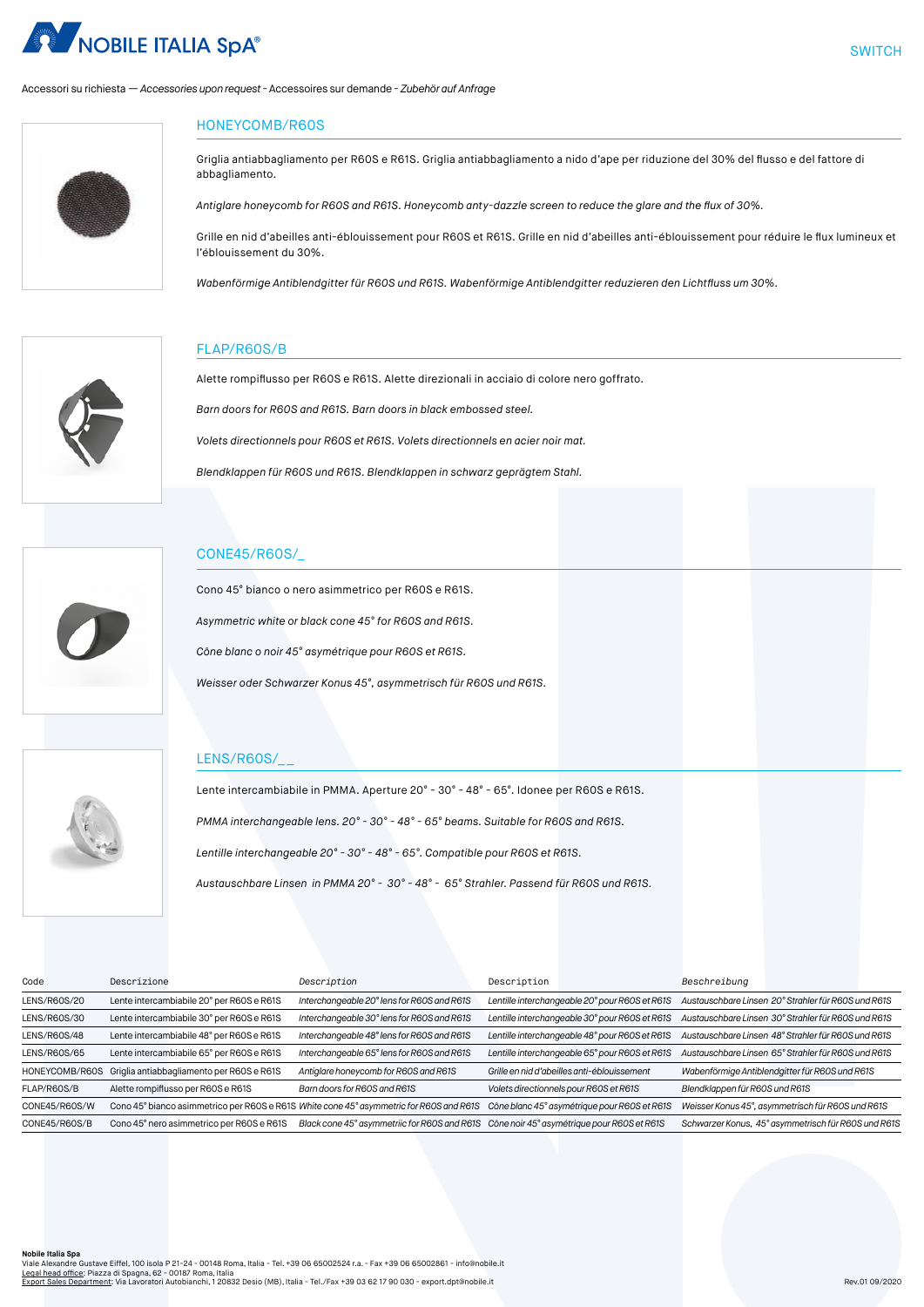Accessori su richiesta — *Accessories upon request* - Accessoires sur demande - *Zubehör auf Anfrage*

## HONEYCOMB/R60S

Griglia antiabbagliamento per R60S e R61S. Griglia antiabbagliamento a nido d'ape per riduzione del 30% del flusso e del fattore di abbagliamento.

*Antiglare honeycomb for R60S and R61S. Honeycomb anty-dazzle screen to reduce the glare and the flux of 30%.*

Grille en nid d'abeilles anti-éblouissement pour R60S et R61S. Grille en nid d'abeilles anti-éblouissement pour réduire le flux lumineux et l'éblouissement du 30%.

*Wabenförmige Antiblendgitter für R60S und R61S. Wabenförmige Antiblendgitter reduzieren den Lichtfluss um 30%.*

## FLAP/R60S/B

Alette rompiflusso per R60S e R61S. Alette direzionali in acciaio di colore nero goffrato.

*Barn doors for R60S and R61S. Barn doors in black embossed steel.*

*Volets directionnels pour R60S et R61S. Volets directionnels en acier noir mat.*

*Blendklappen für R60S und R61S. Blendklappen in schwarz geprägtem Stahl.*

## CONE45/R60S/_

Cono 45° bianco o nero asimmetrico per R60S e R61S.

*Asymmetric white or black cone 45° for R60S and R61S.*

*Cône blanc o noir 45° asymétrique pour R60S et R61S.*

*Weisser oder Schwarzer Konus 45°, asymmetrisch für R60S und R61S.*

## LENS/R60S/__

Lente intercambiabile in PMMA. Aperture 20° - 30° - 48° - 65°. Idonee per R60S e R61S.

*PMMA interchangeable lens. 20° - 30° - 48° - 65° beams. Suitable for R60S and R61S.*

*Lentille interchangeable 20° - 30° - 48° - 65°. Compatible pour R60S et R61S.*

*Austauschbare Linsen in PMMA 20° - 30° - 48° - 65° Strahler. Passend für R60S und R61S.*

| Code | Descrizione | *Description* | Description | *Beschreibung* |
|---|---|---|---|---|
| LENS/R60S/20 | Lente intercambiabile 20° per R60S e R61S | *Interchangeable 20° lens for R60S and R61S* | *Lentille interchangeable 20° pour R60S et R61S* | *Austauschbare Linsen 20° Strahler für R60S und R61S* |
| LENS/R60S/30 | Lente intercambiabile 30° per R60S e R61S | *Interchangeable 30° lens for R60S and R61S* | *Lentille interchangeable 30° pour R60S et R61S* | *Austauschbare Linsen 30° Strahler für R60S und R61S* |
| LENS/R60S/48 | Lente intercambiabile 48° per R60S e R61S | *Interchangeable 48° lens for R60S and R61S* | *Lentille interchangeable 48° pour R60S et R61S* | *Austauschbare Linsen 48° Strahler für R60S und R61S* |
| LENS/R60S/65 | Lente intercambiabile 65° per R60S e R61S | *Interchangeable 65° lens for R60S and R61S* | *Lentille interchangeable 65° pour R60S et R61S* | *Austauschbare Linsen 65° Strahler für R60S und R61S* |
| HONEYCOMB/R60S | Griglia antiabbagliamento per R60S e R61S | *Antiglare honeycomb for R60S and R61S* | *Grille en nid d'abeilles anti-éblouissement* | *Wabenförmige Antiblendgitter für R60S und R61S* |
| FLAP/R60S/B | Alette rompiflusso per R60S e R61S | *Barn doors for R60S and R61S* | *Volets directionnels pour R60S et R61S* | *Blendklappen für R60S und R61S* |
| CONE45/R60S/W | Cono 45° bianco asimmetrico per R60S e R61S | *White cone 45° asymmetric for R60S and R61S* | *Cône blanc 45° asymétrique pour R60S et R61S* | *Weisser Konus 45°, asymmetrisch für R60S und R61S* |
| CONE45/R60S/B | Cono 45° nero asimmetrico per R60S e R61S | *Black cone 45° asymmetriic for R60S and R61S* | *Cône noir 45° asymétrique pour R60S et R61S* | *Schwarzer Konus, 45° asymmetrisch für R60S und R61S* |

**Nobile Italia Spa**
Viale Alexandre Gustave Eiffel, 100 isola P 21-24 - 00148 Roma, Italia - Tel. +39 06 65002524 r.a. - Fax +39 06 65002861 - info@nobile.it
Legal head office: Piazza di Spagna, 62 - 00187 Roma, Italia
Export Sales Department: Via Lavoratori Autobianchi, 1 20832 Desio (MB), Italia - Tel./Fax +39 03 62 17 90 030 - export.dpt@nobile.it

Rev.01 09/2020